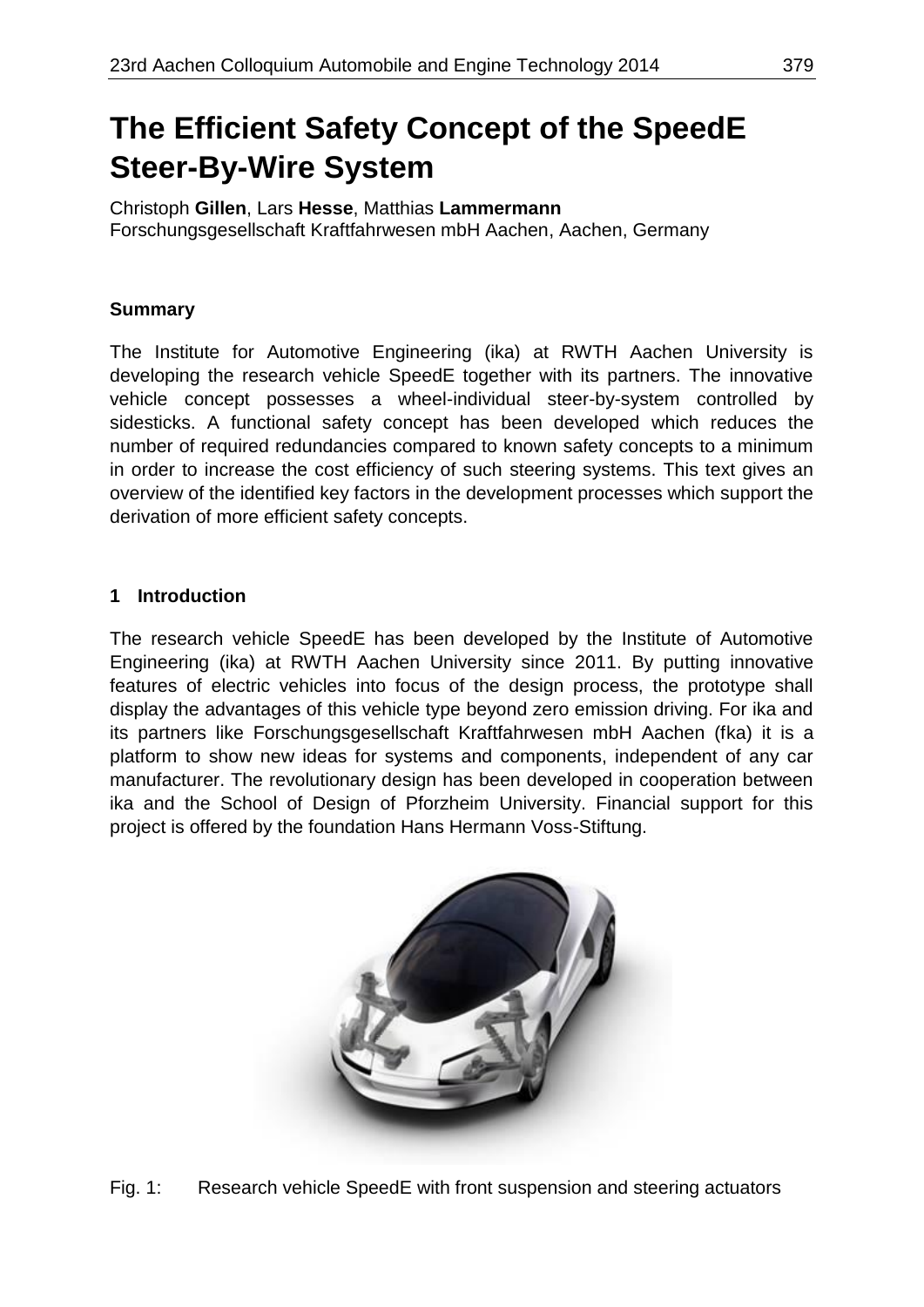# The Efficient Safety Concept of the SpeedE Steer-By-Wire System

Christoph **Gillen**, Lars **Hesse**, Matthias **Lammermann**
Forschungsgesellschaft Kraftfahrwesen mbH Aachen, Aachen, Germany

### Summary

The Institute for Automotive Engineering (ika) at RWTH Aachen University is developing the research vehicle SpeedE together with its partners. The innovative vehicle concept possesses a wheel-individual steer-by-system controlled by sidesticks. A functional safety concept has been developed which reduces the number of required redundancies compared to known safety concepts to a minimum in order to increase the cost efficiency of such steering systems. This text gives an overview of the identified key factors in the development processes which support the derivation of more efficient safety concepts.

## 1 Introduction

The research vehicle SpeedE has been developed by the Institute of Automotive Engineering (ika) at RWTH Aachen University since 2011. By putting innovative features of electric vehicles into focus of the design process, the prototype shall display the advantages of this vehicle type beyond zero emission driving. For ika and its partners like Forschungsgesellschaft Kraftfahrwesen mbH Aachen (fka) it is a platform to show new ideas for systems and components, independent of any car manufacturer. The revolutionary design has been developed in cooperation between ika and the School of Design of Pforzheim University. Financial support for this project is offered by the foundation Hans Hermann Voss-Stiftung.

Fig. 1: Research vehicle SpeedE with front suspension and steering actuators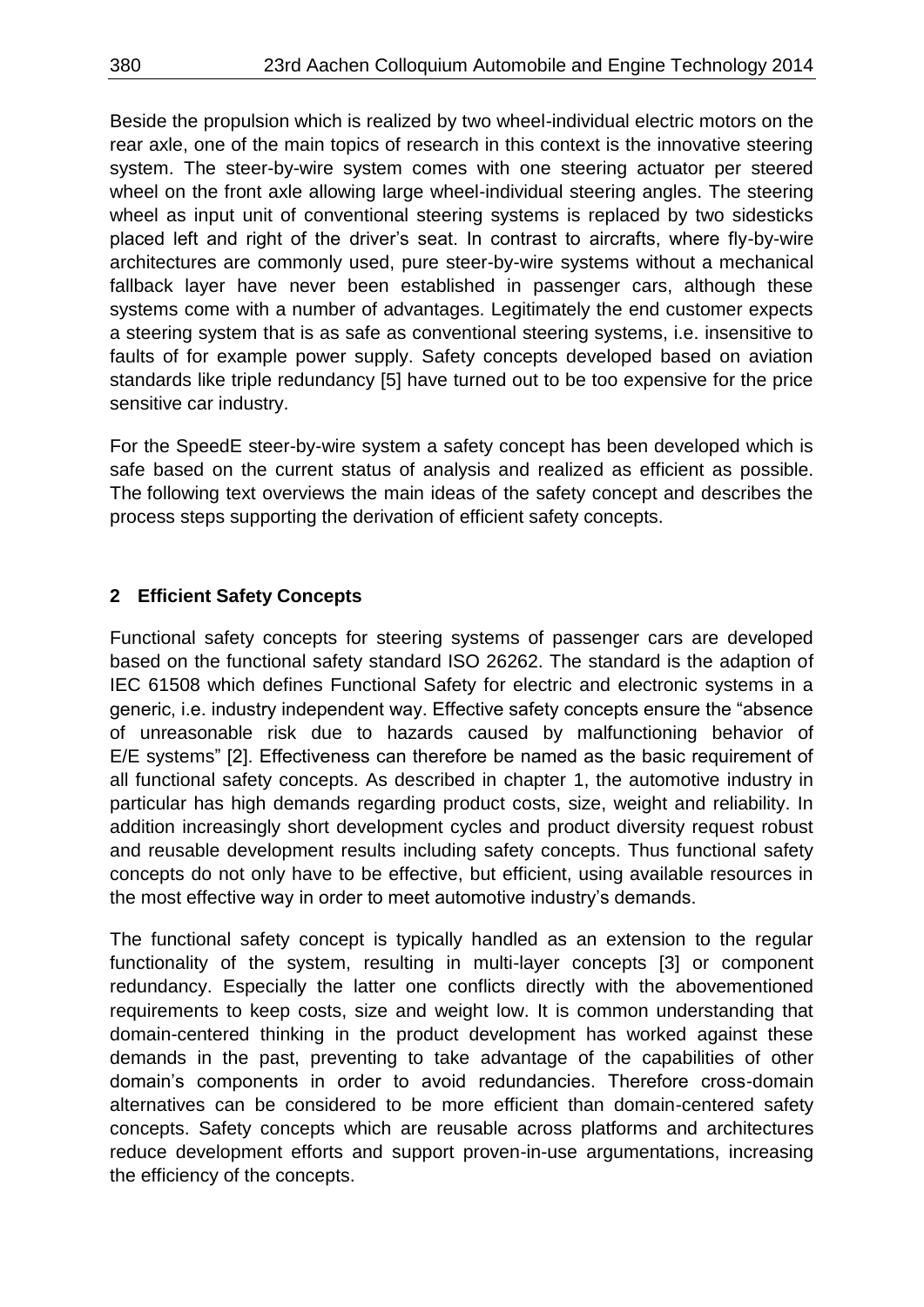Beside the propulsion which is realized by two wheel-individual electric motors on the rear axle, one of the main topics of research in this context is the innovative steering system. The steer-by-wire system comes with one steering actuator per steered wheel on the front axle allowing large wheel-individual steering angles. The steering wheel as input unit of conventional steering systems is replaced by two sidesticks placed left and right of the driver's seat. In contrast to aircrafts, where fly-by-wire architectures are commonly used, pure steer-by-wire systems without a mechanical fallback layer have never been established in passenger cars, although these systems come with a number of advantages. Legitimately the end customer expects a steering system that is as safe as conventional steering systems, i.e. insensitive to faults of for example power supply. Safety concepts developed based on aviation standards like triple redundancy [5] have turned out to be too expensive for the price sensitive car industry.

For the SpeedE steer-by-wire system a safety concept has been developed which is safe based on the current status of analysis and realized as efficient as possible. The following text overviews the main ideas of the safety concept and describes the process steps supporting the derivation of efficient safety concepts.

## 2 Efficient Safety Concepts

Functional safety concepts for steering systems of passenger cars are developed based on the functional safety standard ISO 26262. The standard is the adaption of IEC 61508 which defines Functional Safety for electric and electronic systems in a generic, i.e. industry independent way. Effective safety concepts ensure the "absence of unreasonable risk due to hazards caused by malfunctioning behavior of E/E systems" [2]. Effectiveness can therefore be named as the basic requirement of all functional safety concepts. As described in chapter 1, the automotive industry in particular has high demands regarding product costs, size, weight and reliability. In addition increasingly short development cycles and product diversity request robust and reusable development results including safety concepts. Thus functional safety concepts do not only have to be effective, but efficient, using available resources in the most effective way in order to meet automotive industry's demands.

The functional safety concept is typically handled as an extension to the regular functionality of the system, resulting in multi-layer concepts [3] or component redundancy. Especially the latter one conflicts directly with the abovementioned requirements to keep costs, size and weight low. It is common understanding that domain-centered thinking in the product development has worked against these demands in the past, preventing to take advantage of the capabilities of other domain's components in order to avoid redundancies. Therefore cross-domain alternatives can be considered to be more efficient than domain-centered safety concepts. Safety concepts which are reusable across platforms and architectures reduce development efforts and support proven-in-use argumentations, increasing the efficiency of the concepts.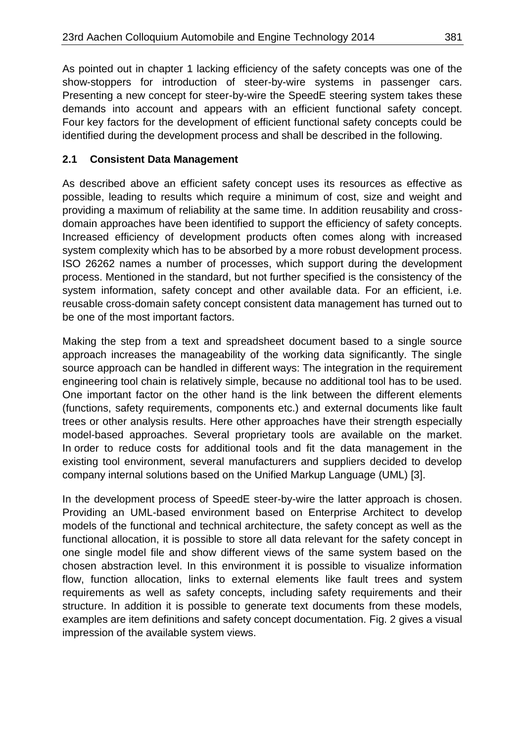As pointed out in chapter 1 lacking efficiency of the safety concepts was one of the show-stoppers for introduction of steer-by-wire systems in passenger cars. Presenting a new concept for steer-by-wire the SpeedE steering system takes these demands into account and appears with an efficient functional safety concept. Four key factors for the development of efficient functional safety concepts could be identified during the development process and shall be described in the following.

## 2.1 Consistent Data Management

As described above an efficient safety concept uses its resources as effective as possible, leading to results which require a minimum of cost, size and weight and providing a maximum of reliability at the same time. In addition reusability and cross-domain approaches have been identified to support the efficiency of safety concepts. Increased efficiency of development products often comes along with increased system complexity which has to be absorbed by a more robust development process. ISO 26262 names a number of processes, which support during the development process. Mentioned in the standard, but not further specified is the consistency of the system information, safety concept and other available data. For an efficient, i.e. reusable cross-domain safety concept consistent data management has turned out to be one of the most important factors.

Making the step from a text and spreadsheet document based to a single source approach increases the manageability of the working data significantly. The single source approach can be handled in different ways: The integration in the requirement engineering tool chain is relatively simple, because no additional tool has to be used. One important factor on the other hand is the link between the different elements (functions, safety requirements, components etc.) and external documents like fault trees or other analysis results. Here other approaches have their strength especially model-based approaches. Several proprietary tools are available on the market. In order to reduce costs for additional tools and fit the data management in the existing tool environment, several manufacturers and suppliers decided to develop company internal solutions based on the Unified Markup Language (UML) [3].

In the development process of SpeedE steer-by-wire the latter approach is chosen. Providing an UML-based environment based on Enterprise Architect to develop models of the functional and technical architecture, the safety concept as well as the functional allocation, it is possible to store all data relevant for the safety concept in one single model file and show different views of the same system based on the chosen abstraction level. In this environment it is possible to visualize information flow, function allocation, links to external elements like fault trees and system requirements as well as safety concepts, including safety requirements and their structure. In addition it is possible to generate text documents from these models, examples are item definitions and safety concept documentation. Fig. 2 gives a visual impression of the available system views.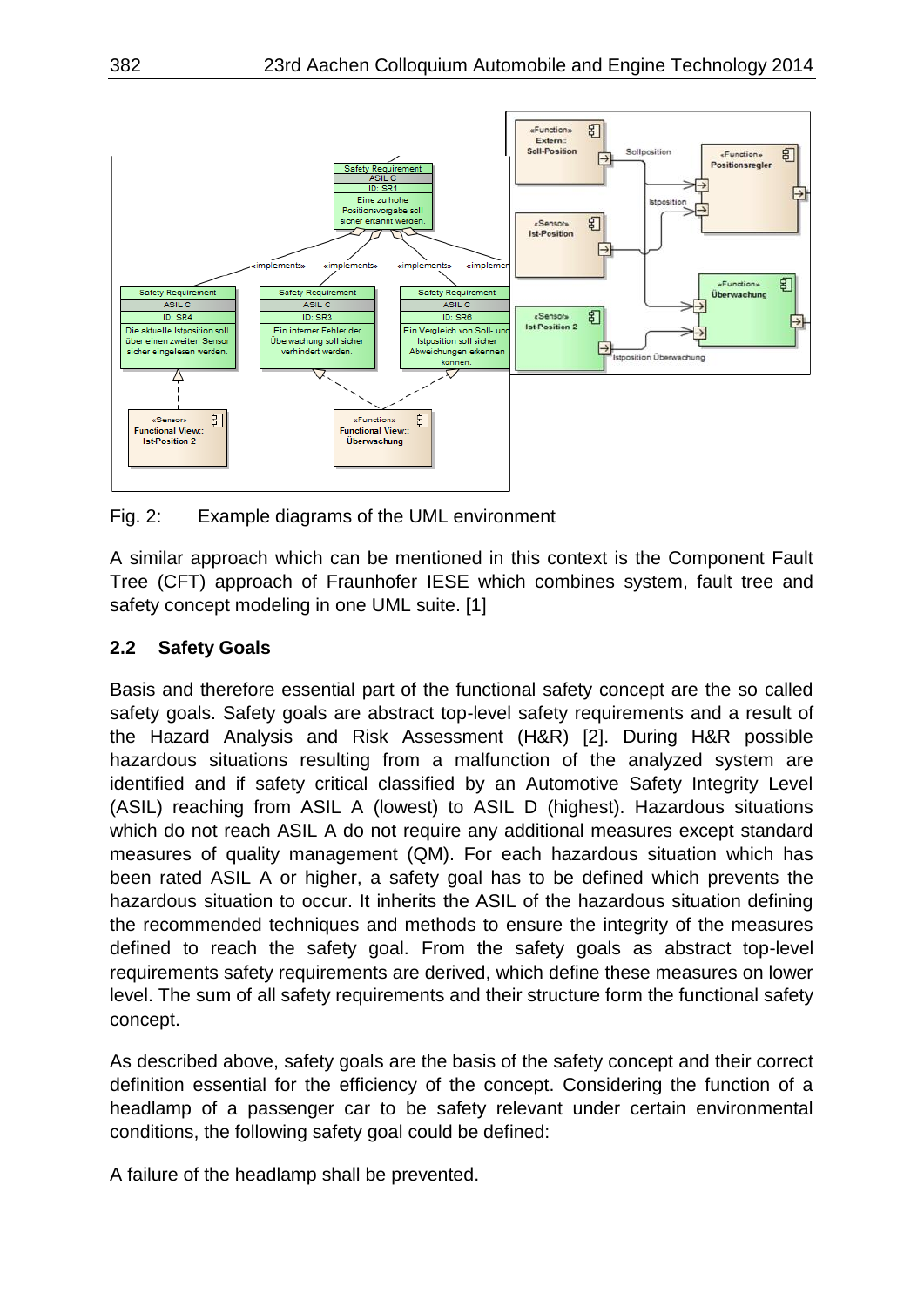«Function» Extern:: Soll-Position

Sollposition

«Function» Positionsregler

Istposition

«Sensor» Ist-Position

«Function» Überwachung

«Sensor» Ist-Position 2

Istposition Überwachung

Safety Requirement
ASIL C
ID: SR1
Eine zu hohe Positionsvorgabe soll sicher erkannt werden.

«implements» «implements» «implements» «implemen

Safety Requirement
ASIL C
ID: SR4
Die aktuelle Istposition soll über einen zweiten Sensor sicher eingelesen werden.

Safety Requirement
ASIL C
ID: SR3
Ein interner Fehler der Überwachung soll sicher verhindert werden.

Safety Requirement
ASIL C
ID: SR6
Ein Vergleich von Soll- und Istposition soll sicher Abweichungen erkennen können.

«Sensor» Functional View:: Ist-Position 2

«Function» Functional View:: Überwachung

Fig. 2: Example diagrams of the UML environment

A similar approach which can be mentioned in this context is the Component Fault Tree (CFT) approach of Fraunhofer IESE which combines system, fault tree and safety concept modeling in one UML suite. [1]

## 2.2 Safety Goals

Basis and therefore essential part of the functional safety concept are the so called safety goals. Safety goals are abstract top-level safety requirements and a result of the Hazard Analysis and Risk Assessment (H&R) [2]. During H&R possible hazardous situations resulting from a malfunction of the analyzed system are identified and if safety critical classified by an Automotive Safety Integrity Level (ASIL) reaching from ASIL A (lowest) to ASIL D (highest). Hazardous situations which do not reach ASIL A do not require any additional measures except standard measures of quality management (QM). For each hazardous situation which has been rated ASIL A or higher, a safety goal has to be defined which prevents the hazardous situation to occur. It inherits the ASIL of the hazardous situation defining the recommended techniques and methods to ensure the integrity of the measures defined to reach the safety goal. From the safety goals as abstract top-level requirements safety requirements are derived, which define these measures on lower level. The sum of all safety requirements and their structure form the functional safety concept.

As described above, safety goals are the basis of the safety concept and their correct definition essential for the efficiency of the concept. Considering the function of a headlamp of a passenger car to be safety relevant under certain environmental conditions, the following safety goal could be defined:

A failure of the headlamp shall be prevented.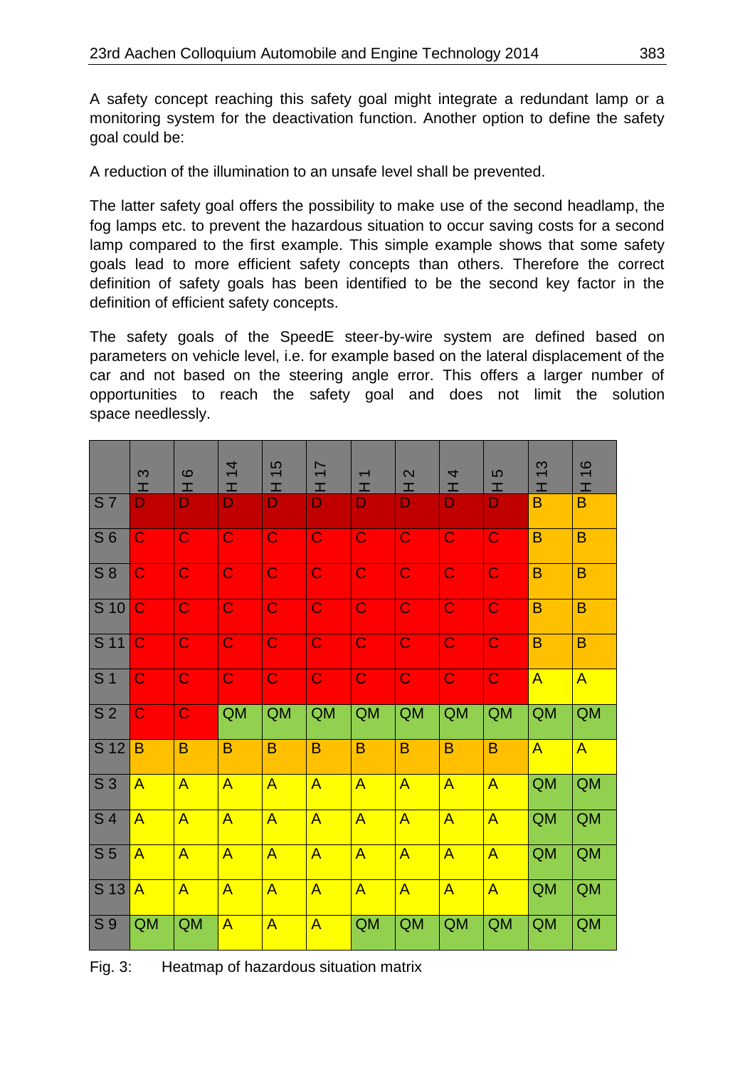A safety concept reaching this safety goal might integrate a redundant lamp or a monitoring system for the deactivation function. Another option to define the safety goal could be:

A reduction of the illumination to an unsafe level shall be prevented.

The latter safety goal offers the possibility to make use of the second headlamp, the fog lamps etc. to prevent the hazardous situation to occur saving costs for a second lamp compared to the first example. This simple example shows that some safety goals lead to more efficient safety concepts than others. Therefore the correct definition of safety goals has been identified to be the second key factor in the definition of efficient safety concepts.

The safety goals of the SpeedE steer-by-wire system are defined based on parameters on vehicle level, i.e. for example based on the lateral displacement of the car and not based on the steering angle error. This offers a larger number of opportunities to reach the safety goal and does not limit the solution space needlessly.

| | H 3 | H 6 | H 14 | H 15 | H 17 | H 1 | H 2 | H 4 | H 5 | H 13 | H 16 |
|---|---|---|---|---|---|---|---|---|---|---|---|
| S 7 | D | D | D | D | D | D | D | D | D | B | B |
| S 6 | C | C | C | C | C | C | C | C | C | B | B |
| S 8 | C | C | C | C | C | C | C | C | C | B | B |
| S 10 | C | C | C | C | C | C | C | C | C | B | B |
| S 11 | C | C | C | C | C | C | C | C | C | B | B |
| S 1 | C | C | C | C | C | C | C | C | C | A | A |
| S 2 | C | C | QM | QM | QM | QM | QM | QM | QM | QM | QM |
| S 12 | B | B | B | B | B | B | B | B | B | A | A |
| S 3 | A | A | A | A | A | A | A | A | A | QM | QM |
| S 4 | A | A | A | A | A | A | A | A | A | QM | QM |
| S 5 | A | A | A | A | A | A | A | A | A | QM | QM |
| S 13 | A | A | A | A | A | A | A | A | A | QM | QM |
| S 9 | QM | QM | A | A | A | QM | QM | QM | QM | QM | QM |

Fig. 3: Heatmap of hazardous situation matrix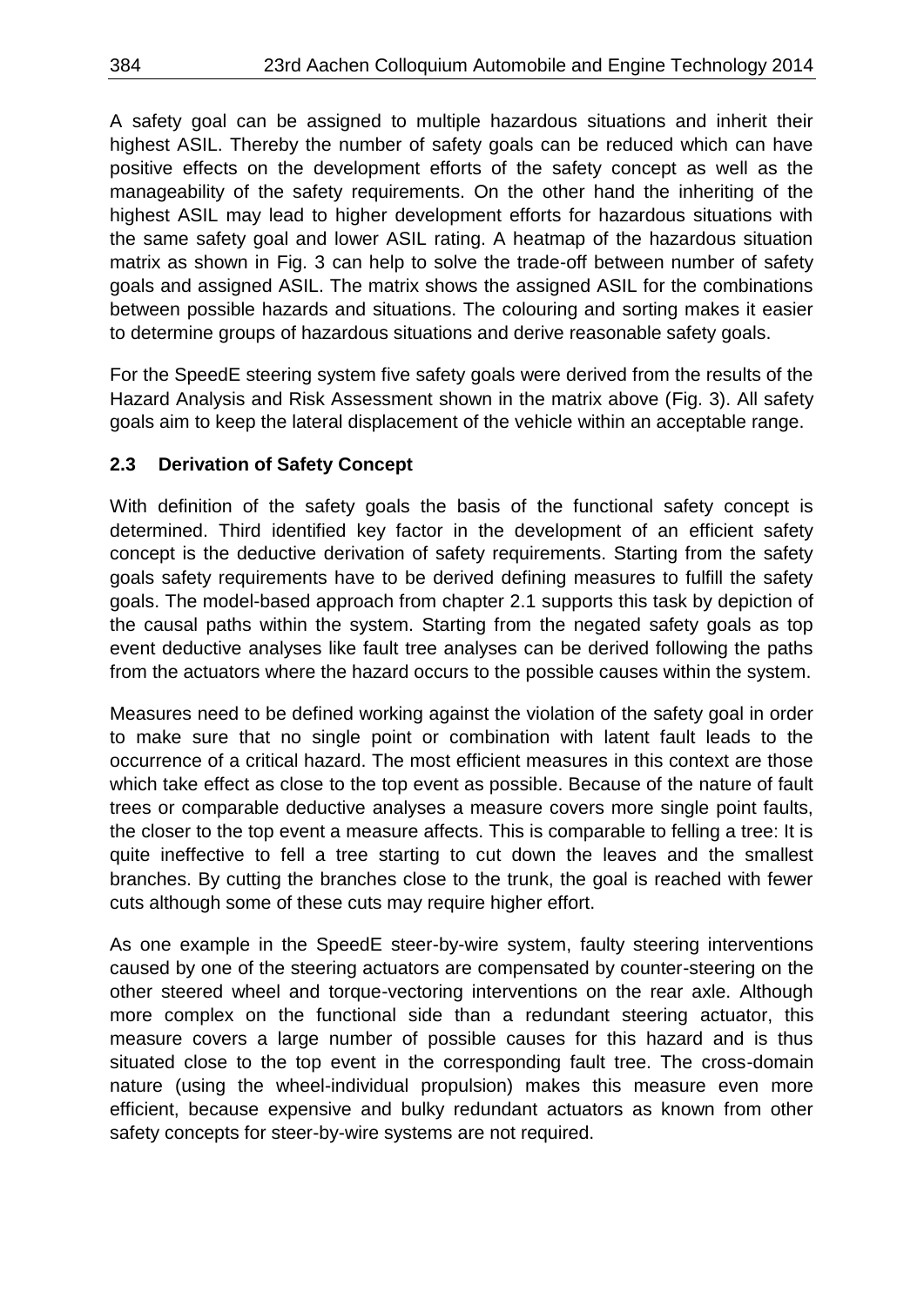A safety goal can be assigned to multiple hazardous situations and inherit their highest ASIL. Thereby the number of safety goals can be reduced which can have positive effects on the development efforts of the safety concept as well as the manageability of the safety requirements. On the other hand the inheriting of the highest ASIL may lead to higher development efforts for hazardous situations with the same safety goal and lower ASIL rating. A heatmap of the hazardous situation matrix as shown in Fig. 3 can help to solve the trade-off between number of safety goals and assigned ASIL. The matrix shows the assigned ASIL for the combinations between possible hazards and situations. The colouring and sorting makes it easier to determine groups of hazardous situations and derive reasonable safety goals.

For the SpeedE steering system five safety goals were derived from the results of the Hazard Analysis and Risk Assessment shown in the matrix above (Fig. 3). All safety goals aim to keep the lateral displacement of the vehicle within an acceptable range.

### 2.3 Derivation of Safety Concept

With definition of the safety goals the basis of the functional safety concept is determined. Third identified key factor in the development of an efficient safety concept is the deductive derivation of safety requirements. Starting from the safety goals safety requirements have to be derived defining measures to fulfill the safety goals. The model-based approach from chapter 2.1 supports this task by depiction of the causal paths within the system. Starting from the negated safety goals as top event deductive analyses like fault tree analyses can be derived following the paths from the actuators where the hazard occurs to the possible causes within the system.

Measures need to be defined working against the violation of the safety goal in order to make sure that no single point or combination with latent fault leads to the occurrence of a critical hazard. The most efficient measures in this context are those which take effect as close to the top event as possible. Because of the nature of fault trees or comparable deductive analyses a measure covers more single point faults, the closer to the top event a measure affects. This is comparable to felling a tree: It is quite ineffective to fell a tree starting to cut down the leaves and the smallest branches. By cutting the branches close to the trunk, the goal is reached with fewer cuts although some of these cuts may require higher effort.

As one example in the SpeedE steer-by-wire system, faulty steering interventions caused by one of the steering actuators are compensated by counter-steering on the other steered wheel and torque-vectoring interventions on the rear axle. Although more complex on the functional side than a redundant steering actuator, this measure covers a large number of possible causes for this hazard and is thus situated close to the top event in the corresponding fault tree. The cross-domain nature (using the wheel-individual propulsion) makes this measure even more efficient, because expensive and bulky redundant actuators as known from other safety concepts for steer-by-wire systems are not required.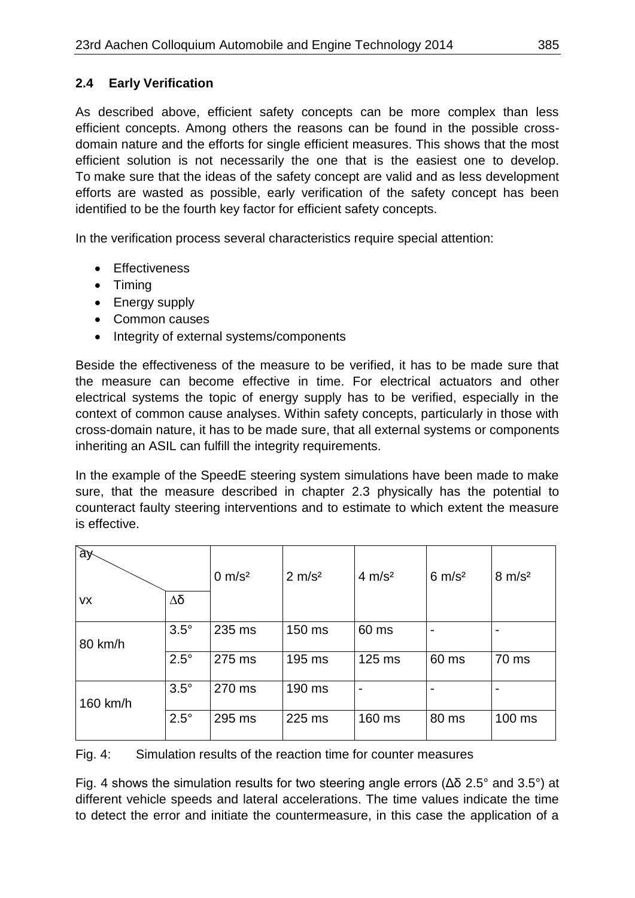### 2.4 Early Verification

As described above, efficient safety concepts can be more complex than less efficient concepts. Among others the reasons can be found in the possible cross-domain nature and the efforts for single efficient measures. This shows that the most efficient solution is not necessarily the one that is the easiest one to develop. To make sure that the ideas of the safety concept are valid and as less development efforts are wasted as possible, early verification of the safety concept has been identified to be the fourth key factor for efficient safety concepts.

In the verification process several characteristics require special attention:

- Effectiveness
- Timing
- Energy supply
- Common causes
- Integrity of external systems/components

Beside the effectiveness of the measure to be verified, it has to be made sure that the measure can become effective in time. For electrical actuators and other electrical systems the topic of energy supply has to be verified, especially in the context of common cause analyses. Within safety concepts, particularly in those with cross-domain nature, it has to be made sure, that all external systems or components inheriting an ASIL can fulfill the integrity requirements.

In the example of the SpeedE steering system simulations have been made to make sure, that the measure described in chapter 2.3 physically has the potential to counteract faulty steering interventions and to estimate to which extent the measure is effective.

| ay / vx | Δδ | 0 m/s² | 2 m/s² | 4 m/s² | 6 m/s² | 8 m/s² |
|---|---|---|---|---|---|---|
| 80 km/h | 3.5° | 235 ms | 150 ms | 60 ms | - | - |
| | 2.5° | 275 ms | 195 ms | 125 ms | 60 ms | 70 ms |
| 160 km/h | 3.5° | 270 ms | 190 ms | - | - | - |
| | 2.5° | 295 ms | 225 ms | 160 ms | 80 ms | 100 ms |

Fig. 4: Simulation results of the reaction time for counter measures

Fig. 4 shows the simulation results for two steering angle errors (Δδ 2.5° and 3.5°) at different vehicle speeds and lateral accelerations. The time values indicate the time to detect the error and initiate the countermeasure, in this case the application of a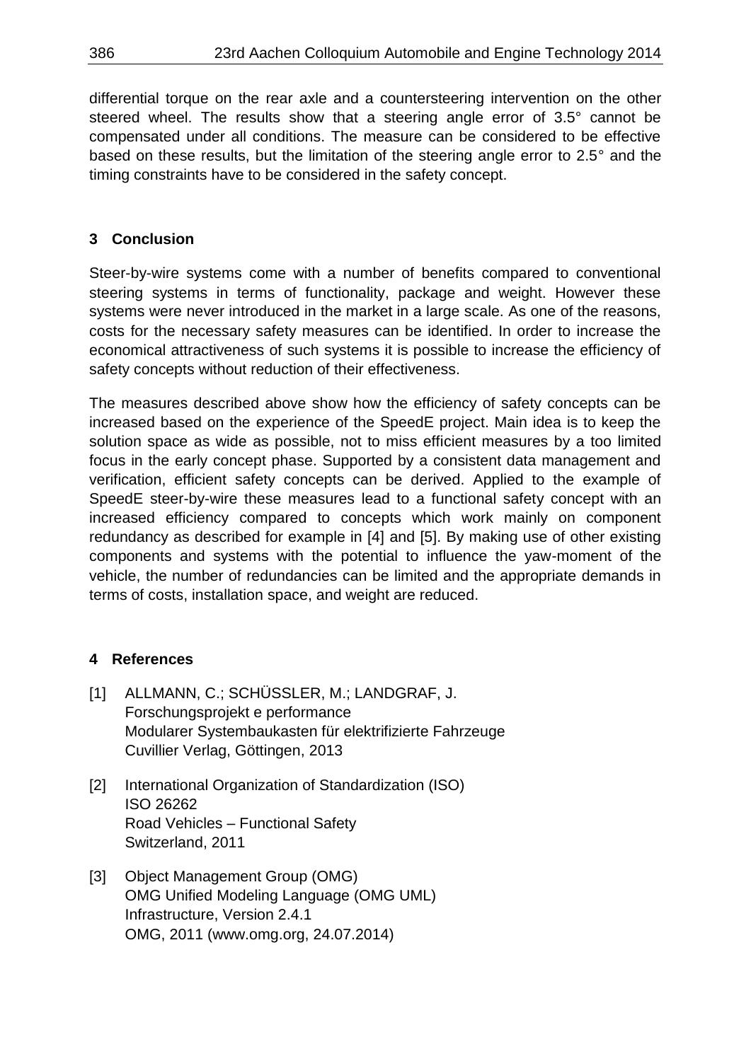differential torque on the rear axle and a countersteering intervention on the other steered wheel. The results show that a steering angle error of 3.5° cannot be compensated under all conditions. The measure can be considered to be effective based on these results, but the limitation of the steering angle error to 2.5° and the timing constraints have to be considered in the safety concept.

## 3 Conclusion

Steer-by-wire systems come with a number of benefits compared to conventional steering systems in terms of functionality, package and weight. However these systems were never introduced in the market in a large scale. As one of the reasons, costs for the necessary safety measures can be identified. In order to increase the economical attractiveness of such systems it is possible to increase the efficiency of safety concepts without reduction of their effectiveness.

The measures described above show how the efficiency of safety concepts can be increased based on the experience of the SpeedE project. Main idea is to keep the solution space as wide as possible, not to miss efficient measures by a too limited focus in the early concept phase. Supported by a consistent data management and verification, efficient safety concepts can be derived. Applied to the example of SpeedE steer-by-wire these measures lead to a functional safety concept with an increased efficiency compared to concepts which work mainly on component redundancy as described for example in [4] and [5]. By making use of other existing components and systems with the potential to influence the yaw-moment of the vehicle, the number of redundancies can be limited and the appropriate demands in terms of costs, installation space, and weight are reduced.

## 4 References

[1] ALLMANN, C.; SCHÜSSLER, M.; LANDGRAF, J.
Forschungsprojekt e performance
Modularer Systembaukasten für elektrifizierte Fahrzeuge
Cuvillier Verlag, Göttingen, 2013

[2] International Organization of Standardization (ISO)
ISO 26262
Road Vehicles – Functional Safety
Switzerland, 2011

[3] Object Management Group (OMG)
OMG Unified Modeling Language (OMG UML)
Infrastructure, Version 2.4.1
OMG, 2011 (www.omg.org, 24.07.2014)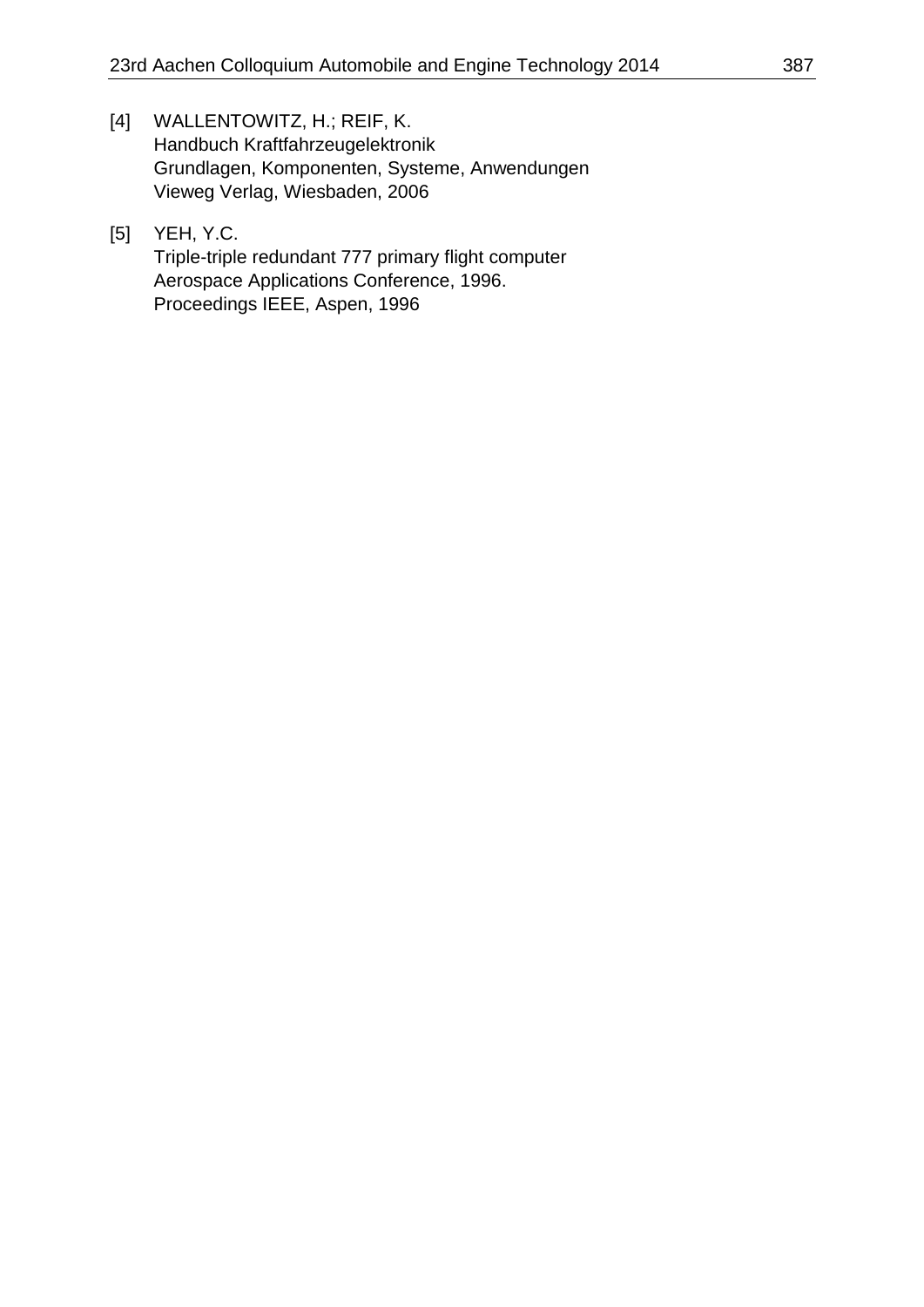[4] WALLENTOWITZ, H.; REIF, K.
Handbuch Kraftfahrzeugelektronik
Grundlagen, Komponenten, Systeme, Anwendungen
Vieweg Verlag, Wiesbaden, 2006

[5] YEH, Y.C.
Triple-triple redundant 777 primary flight computer
Aerospace Applications Conference, 1996.
Proceedings IEEE, Aspen, 1996